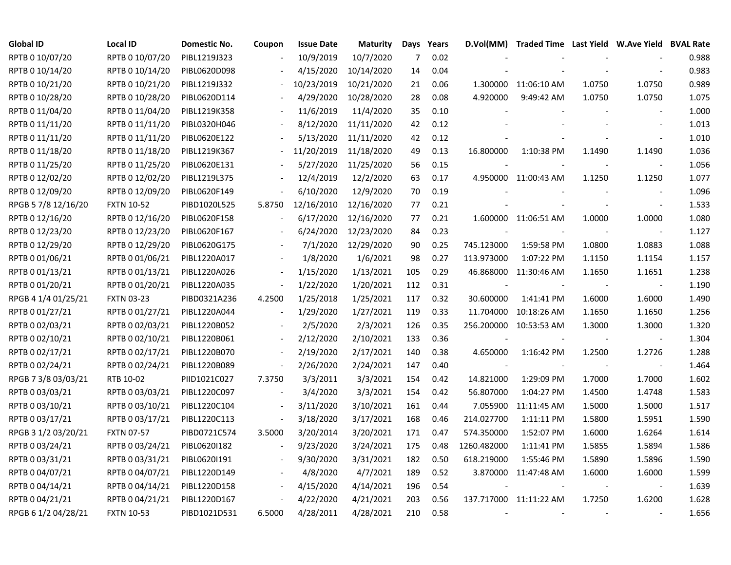| Global ID | Local ID | Domestic No. | Coupon | Issue Date | Maturity | Days | Years | D.Vol(MM) | Traded Time | Last Yield | W.Ave Yield | BVAL Rate |
|---|---|---|---|---|---|---|---|---|---|---|---|---|
| RPTB 0 10/07/20 | RPTB 0 10/07/20 | PIBL1219J323 | - | 10/9/2019 | 10/7/2020 | 7 | 0.02 | - | - | - | - | 0.988 |
| RPTB 0 10/14/20 | RPTB 0 10/14/20 | PIBL0620D098 | - | 4/15/2020 | 10/14/2020 | 14 | 0.04 | - | - | - | - | 0.983 |
| RPTB 0 10/21/20 | RPTB 0 10/21/20 | PIBL1219J332 | - | 10/23/2019 | 10/21/2020 | 21 | 0.06 | 1.300000 | 11:06:10 AM | 1.0750 | 1.0750 | 0.989 |
| RPTB 0 10/28/20 | RPTB 0 10/28/20 | PIBL0620D114 | - | 4/29/2020 | 10/28/2020 | 28 | 0.08 | 4.920000 | 9:49:42 AM | 1.0750 | 1.0750 | 1.075 |
| RPTB 0 11/04/20 | RPTB 0 11/04/20 | PIBL1219K358 | - | 11/6/2019 | 11/4/2020 | 35 | 0.10 | - | - | - | - | 1.000 |
| RPTB 0 11/11/20 | RPTB 0 11/11/20 | PIBL0320H046 | - | 8/12/2020 | 11/11/2020 | 42 | 0.12 | - | - | - | - | 1.013 |
| RPTB 0 11/11/20 | RPTB 0 11/11/20 | PIBL0620E122 | - | 5/13/2020 | 11/11/2020 | 42 | 0.12 | - | - | - | - | 1.010 |
| RPTB 0 11/18/20 | RPTB 0 11/18/20 | PIBL1219K367 | - | 11/20/2019 | 11/18/2020 | 49 | 0.13 | 16.800000 | 1:10:38 PM | 1.1490 | 1.1490 | 1.036 |
| RPTB 0 11/25/20 | RPTB 0 11/25/20 | PIBL0620E131 | - | 5/27/2020 | 11/25/2020 | 56 | 0.15 | - | - | - | - | 1.056 |
| RPTB 0 12/02/20 | RPTB 0 12/02/20 | PIBL1219L375 | - | 12/4/2019 | 12/2/2020 | 63 | 0.17 | 4.950000 | 11:00:43 AM | 1.1250 | 1.1250 | 1.077 |
| RPTB 0 12/09/20 | RPTB 0 12/09/20 | PIBL0620F149 | - | 6/10/2020 | 12/9/2020 | 70 | 0.19 | - | - | - | - | 1.096 |
| RPGB 5 7/8 12/16/20 | FXTN 10-52 | PIBD1020L525 | 5.8750 | 12/16/2010 | 12/16/2020 | 77 | 0.21 | - | - | - | - | 1.533 |
| RPTB 0 12/16/20 | RPTB 0 12/16/20 | PIBL0620F158 | - | 6/17/2020 | 12/16/2020 | 77 | 0.21 | 1.600000 | 11:06:51 AM | 1.0000 | 1.0000 | 1.080 |
| RPTB 0 12/23/20 | RPTB 0 12/23/20 | PIBL0620F167 | - | 6/24/2020 | 12/23/2020 | 84 | 0.23 | - | - | - | - | 1.127 |
| RPTB 0 12/29/20 | RPTB 0 12/29/20 | PIBL0620G175 | - | 7/1/2020 | 12/29/2020 | 90 | 0.25 | 745.123000 | 1:59:58 PM | 1.0800 | 1.0883 | 1.088 |
| RPTB 0 01/06/21 | RPTB 0 01/06/21 | PIBL1220A017 | - | 1/8/2020 | 1/6/2021 | 98 | 0.27 | 113.973000 | 1:07:22 PM | 1.1150 | 1.1154 | 1.157 |
| RPTB 0 01/13/21 | RPTB 0 01/13/21 | PIBL1220A026 | - | 1/15/2020 | 1/13/2021 | 105 | 0.29 | 46.868000 | 11:30:46 AM | 1.1650 | 1.1651 | 1.238 |
| RPTB 0 01/20/21 | RPTB 0 01/20/21 | PIBL1220A035 | - | 1/22/2020 | 1/20/2021 | 112 | 0.31 | - | - | - | - | 1.190 |
| RPGB 4 1/4 01/25/21 | FXTN 03-23 | PIBD0321A236 | 4.2500 | 1/25/2018 | 1/25/2021 | 117 | 0.32 | 30.600000 | 1:41:41 PM | 1.6000 | 1.6000 | 1.490 |
| RPTB 0 01/27/21 | RPTB 0 01/27/21 | PIBL1220A044 | - | 1/29/2020 | 1/27/2021 | 119 | 0.33 | 11.704000 | 10:18:26 AM | 1.1650 | 1.1650 | 1.256 |
| RPTB 0 02/03/21 | RPTB 0 02/03/21 | PIBL1220B052 | - | 2/5/2020 | 2/3/2021 | 126 | 0.35 | 256.200000 | 10:53:53 AM | 1.3000 | 1.3000 | 1.320 |
| RPTB 0 02/10/21 | RPTB 0 02/10/21 | PIBL1220B061 | - | 2/12/2020 | 2/10/2021 | 133 | 0.36 | - | - | - | - | 1.304 |
| RPTB 0 02/17/21 | RPTB 0 02/17/21 | PIBL1220B070 | - | 2/19/2020 | 2/17/2021 | 140 | 0.38 | 4.650000 | 1:16:42 PM | 1.2500 | 1.2726 | 1.288 |
| RPTB 0 02/24/21 | RPTB 0 02/24/21 | PIBL1220B089 | - | 2/26/2020 | 2/24/2021 | 147 | 0.40 | - | - | - | - | 1.464 |
| RPGB 7 3/8 03/03/21 | RTB 10-02 | PIID1021C027 | 7.3750 | 3/3/2011 | 3/3/2021 | 154 | 0.42 | 14.821000 | 1:29:09 PM | 1.7000 | 1.7000 | 1.602 |
| RPTB 0 03/03/21 | RPTB 0 03/03/21 | PIBL1220C097 | - | 3/4/2020 | 3/3/2021 | 154 | 0.42 | 56.807000 | 1:04:27 PM | 1.4500 | 1.4748 | 1.583 |
| RPTB 0 03/10/21 | RPTB 0 03/10/21 | PIBL1220C104 | - | 3/11/2020 | 3/10/2021 | 161 | 0.44 | 7.055900 | 11:11:45 AM | 1.5000 | 1.5000 | 1.517 |
| RPTB 0 03/17/21 | RPTB 0 03/17/21 | PIBL1220C113 | - | 3/18/2020 | 3/17/2021 | 168 | 0.46 | 214.027700 | 1:11:11 PM | 1.5800 | 1.5951 | 1.590 |
| RPGB 3 1/2 03/20/21 | FXTN 07-57 | PIBD0721C574 | 3.5000 | 3/20/2014 | 3/20/2021 | 171 | 0.47 | 574.350000 | 1:52:07 PM | 1.6000 | 1.6264 | 1.614 |
| RPTB 0 03/24/21 | RPTB 0 03/24/21 | PIBL0620I182 | - | 9/23/2020 | 3/24/2021 | 175 | 0.48 | 1260.482000 | 1:11:41 PM | 1.5855 | 1.5894 | 1.586 |
| RPTB 0 03/31/21 | RPTB 0 03/31/21 | PIBL0620I191 | - | 9/30/2020 | 3/31/2021 | 182 | 0.50 | 618.219000 | 1:55:46 PM | 1.5890 | 1.5896 | 1.590 |
| RPTB 0 04/07/21 | RPTB 0 04/07/21 | PIBL1220D149 | - | 4/8/2020 | 4/7/2021 | 189 | 0.52 | 3.870000 | 11:47:48 AM | 1.6000 | 1.6000 | 1.599 |
| RPTB 0 04/14/21 | RPTB 0 04/14/21 | PIBL1220D158 | - | 4/15/2020 | 4/14/2021 | 196 | 0.54 | - | - | - | - | 1.639 |
| RPTB 0 04/21/21 | RPTB 0 04/21/21 | PIBL1220D167 | - | 4/22/2020 | 4/21/2021 | 203 | 0.56 | 137.717000 | 11:11:22 AM | 1.7250 | 1.6200 | 1.628 |
| RPGB 6 1/2 04/28/21 | FXTN 10-53 | PIBD1021D531 | 6.5000 | 4/28/2011 | 4/28/2021 | 210 | 0.58 | - | - | - | - | 1.656 |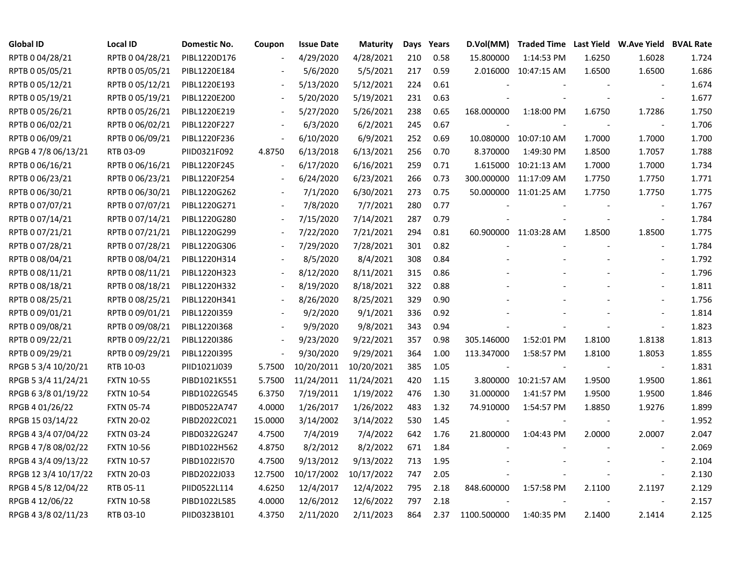| Global ID | Local ID | Domestic No. | Coupon | Issue Date | Maturity | Days | Years | D.Vol(MM) | Traded Time | Last Yield | W.Ave Yield | BVAL Rate |
|---|---|---|---|---|---|---|---|---|---|---|---|---|
| RPTB 0 04/28/21 | RPTB 0 04/28/21 | PIBL1220D176 | - | 4/29/2020 | 4/28/2021 | 210 | 0.58 | 15.800000 | 1:14:53 PM | 1.6250 | 1.6028 | 1.724 |
| RPTB 0 05/05/21 | RPTB 0 05/05/21 | PIBL1220E184 | - | 5/6/2020 | 5/5/2021 | 217 | 0.59 | 2.016000 | 10:47:15 AM | 1.6500 | 1.6500 | 1.686 |
| RPTB 0 05/12/21 | RPTB 0 05/12/21 | PIBL1220E193 | - | 5/13/2020 | 5/12/2021 | 224 | 0.61 | - | - | - | - | 1.674 |
| RPTB 0 05/19/21 | RPTB 0 05/19/21 | PIBL1220E200 | - | 5/20/2020 | 5/19/2021 | 231 | 0.63 | - | - | - | - | 1.677 |
| RPTB 0 05/26/21 | RPTB 0 05/26/21 | PIBL1220E219 | - | 5/27/2020 | 5/26/2021 | 238 | 0.65 | 168.000000 | 1:18:00 PM | 1.6750 | 1.7286 | 1.750 |
| RPTB 0 06/02/21 | RPTB 0 06/02/21 | PIBL1220F227 | - | 6/3/2020 | 6/2/2021 | 245 | 0.67 | - | - | - | - | 1.706 |
| RPTB 0 06/09/21 | RPTB 0 06/09/21 | PIBL1220F236 | - | 6/10/2020 | 6/9/2021 | 252 | 0.69 | 10.080000 | 10:07:10 AM | 1.7000 | 1.7000 | 1.700 |
| RPGB 4 7/8 06/13/21 | RTB 03-09 | PIID0321F092 | 4.8750 | 6/13/2018 | 6/13/2021 | 256 | 0.70 | 8.370000 | 1:49:30 PM | 1.8500 | 1.7057 | 1.788 |
| RPTB 0 06/16/21 | RPTB 0 06/16/21 | PIBL1220F245 | - | 6/17/2020 | 6/16/2021 | 259 | 0.71 | 1.615000 | 10:21:13 AM | 1.7000 | 1.7000 | 1.734 |
| RPTB 0 06/23/21 | RPTB 0 06/23/21 | PIBL1220F254 | - | 6/24/2020 | 6/23/2021 | 266 | 0.73 | 300.000000 | 11:17:09 AM | 1.7750 | 1.7750 | 1.771 |
| RPTB 0 06/30/21 | RPTB 0 06/30/21 | PIBL1220G262 | - | 7/1/2020 | 6/30/2021 | 273 | 0.75 | 50.000000 | 11:01:25 AM | 1.7750 | 1.7750 | 1.775 |
| RPTB 0 07/07/21 | RPTB 0 07/07/21 | PIBL1220G271 | - | 7/8/2020 | 7/7/2021 | 280 | 0.77 | - | - | - | - | 1.767 |
| RPTB 0 07/14/21 | RPTB 0 07/14/21 | PIBL1220G280 | - | 7/15/2020 | 7/14/2021 | 287 | 0.79 | - | - | - | - | 1.784 |
| RPTB 0 07/21/21 | RPTB 0 07/21/21 | PIBL1220G299 | - | 7/22/2020 | 7/21/2021 | 294 | 0.81 | 60.900000 | 11:03:28 AM | 1.8500 | 1.8500 | 1.775 |
| RPTB 0 07/28/21 | RPTB 0 07/28/21 | PIBL1220G306 | - | 7/29/2020 | 7/28/2021 | 301 | 0.82 | - | - | - | - | 1.784 |
| RPTB 0 08/04/21 | RPTB 0 08/04/21 | PIBL1220H314 | - | 8/5/2020 | 8/4/2021 | 308 | 0.84 | - | - | - | - | 1.792 |
| RPTB 0 08/11/21 | RPTB 0 08/11/21 | PIBL1220H323 | - | 8/12/2020 | 8/11/2021 | 315 | 0.86 | - | - | - | - | 1.796 |
| RPTB 0 08/18/21 | RPTB 0 08/18/21 | PIBL1220H332 | - | 8/19/2020 | 8/18/2021 | 322 | 0.88 | - | - | - | - | 1.811 |
| RPTB 0 08/25/21 | RPTB 0 08/25/21 | PIBL1220H341 | - | 8/26/2020 | 8/25/2021 | 329 | 0.90 | - | - | - | - | 1.756 |
| RPTB 0 09/01/21 | RPTB 0 09/01/21 | PIBL1220I359 | - | 9/2/2020 | 9/1/2021 | 336 | 0.92 | - | - | - | - | 1.814 |
| RPTB 0 09/08/21 | RPTB 0 09/08/21 | PIBL1220I368 | - | 9/9/2020 | 9/8/2021 | 343 | 0.94 | - | - | - | - | 1.823 |
| RPTB 0 09/22/21 | RPTB 0 09/22/21 | PIBL1220I386 | - | 9/23/2020 | 9/22/2021 | 357 | 0.98 | 305.146000 | 1:52:01 PM | 1.8100 | 1.8138 | 1.813 |
| RPTB 0 09/29/21 | RPTB 0 09/29/21 | PIBL1220I395 | - | 9/30/2020 | 9/29/2021 | 364 | 1.00 | 113.347000 | 1:58:57 PM | 1.8100 | 1.8053 | 1.855 |
| RPGB 5 3/4 10/20/21 | RTB 10-03 | PIID1021J039 | 5.7500 | 10/20/2011 | 10/20/2021 | 385 | 1.05 | - | - | - | - | 1.831 |
| RPGB 5 3/4 11/24/21 | FXTN 10-55 | PIBD1021K551 | 5.7500 | 11/24/2011 | 11/24/2021 | 420 | 1.15 | 3.800000 | 10:21:57 AM | 1.9500 | 1.9500 | 1.861 |
| RPGB 6 3/8 01/19/22 | FXTN 10-54 | PIBD1022G545 | 6.3750 | 7/19/2011 | 1/19/2022 | 476 | 1.30 | 31.000000 | 1:41:57 PM | 1.9500 | 1.9500 | 1.846 |
| RPGB 4 01/26/22 | FXTN 05-74 | PIBD0522A747 | 4.0000 | 1/26/2017 | 1/26/2022 | 483 | 1.32 | 74.910000 | 1:54:57 PM | 1.8850 | 1.9276 | 1.899 |
| RPGB 15 03/14/22 | FXTN 20-02 | PIBD2022C021 | 15.0000 | 3/14/2002 | 3/14/2022 | 530 | 1.45 | - | - | - | - | 1.952 |
| RPGB 4 3/4 07/04/22 | FXTN 03-24 | PIBD0322G247 | 4.7500 | 7/4/2019 | 7/4/2022 | 642 | 1.76 | 21.800000 | 1:04:43 PM | 2.0000 | 2.0007 | 2.047 |
| RPGB 4 7/8 08/02/22 | FXTN 10-56 | PIBD1022H562 | 4.8750 | 8/2/2012 | 8/2/2022 | 671 | 1.84 | - | - | - | - | 2.069 |
| RPGB 4 3/4 09/13/22 | FXTN 10-57 | PIBD1022I570 | 4.7500 | 9/13/2012 | 9/13/2022 | 713 | 1.95 | - | - | - | - | 2.104 |
| RPGB 12 3/4 10/17/22 | FXTN 20-03 | PIBD2022J033 | 12.7500 | 10/17/2002 | 10/17/2022 | 747 | 2.05 | - | - | - | - | 2.130 |
| RPGB 4 5/8 12/04/22 | RTB 05-11 | PIID0522L114 | 4.6250 | 12/4/2017 | 12/4/2022 | 795 | 2.18 | 848.600000 | 1:57:58 PM | 2.1100 | 2.1197 | 2.129 |
| RPGB 4 12/06/22 | FXTN 10-58 | PIBD1022L585 | 4.0000 | 12/6/2012 | 12/6/2022 | 797 | 2.18 | - | - | - | - | 2.157 |
| RPGB 4 3/8 02/11/23 | RTB 03-10 | PIID0323B101 | 4.3750 | 2/11/2020 | 2/11/2023 | 864 | 2.37 | 1100.500000 | 1:40:35 PM | 2.1400 | 2.1414 | 2.125 |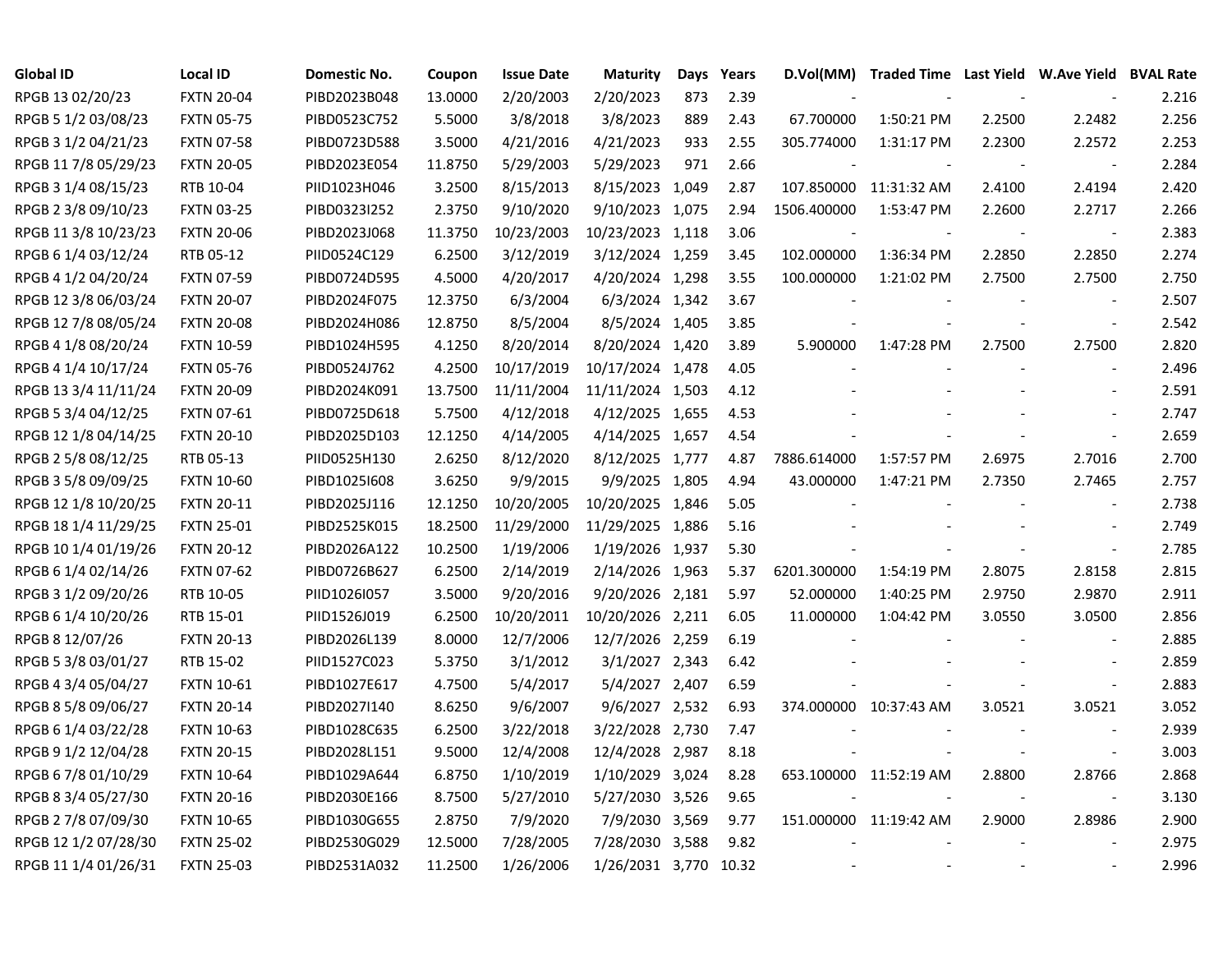| Global ID | Local ID | Domestic No. | Coupon | Issue Date | Maturity | Days | Years | D.Vol(MM) | Traded Time | Last Yield | W.Ave Yield | BVAL Rate |
|---|---|---|---|---|---|---|---|---|---|---|---|---|
| RPGB 13 02/20/23 | FXTN 20-04 | PIBD2023B048 | 13.0000 | 2/20/2003 | 2/20/2023 | 873 | 2.39 | - | - | - | - | 2.216 |
| RPGB 5 1/2 03/08/23 | FXTN 05-75 | PIBD0523C752 | 5.5000 | 3/8/2018 | 3/8/2023 | 889 | 2.43 | 67.700000 | 1:50:21 PM | 2.2500 | 2.2482 | 2.256 |
| RPGB 3 1/2 04/21/23 | FXTN 07-58 | PIBD0723D588 | 3.5000 | 4/21/2016 | 4/21/2023 | 933 | 2.55 | 305.774000 | 1:31:17 PM | 2.2300 | 2.2572 | 2.253 |
| RPGB 11 7/8 05/29/23 | FXTN 20-05 | PIBD2023E054 | 11.8750 | 5/29/2003 | 5/29/2023 | 971 | 2.66 | - | - | - | - | 2.284 |
| RPGB 3 1/4 08/15/23 | RTB 10-04 | PIID1023H046 | 3.2500 | 8/15/2013 | 8/15/2023 | 1,049 | 2.87 | 107.850000 | 11:31:32 AM | 2.4100 | 2.4194 | 2.420 |
| RPGB 2 3/8 09/10/23 | FXTN 03-25 | PIBD0323I252 | 2.3750 | 9/10/2020 | 9/10/2023 | 1,075 | 2.94 | 1506.400000 | 1:53:47 PM | 2.2600 | 2.2717 | 2.266 |
| RPGB 11 3/8 10/23/23 | FXTN 20-06 | PIBD2023J068 | 11.3750 | 10/23/2003 | 10/23/2023 | 1,118 | 3.06 | - | - | - | - | 2.383 |
| RPGB 6 1/4 03/12/24 | RTB 05-12 | PIID0524C129 | 6.2500 | 3/12/2019 | 3/12/2024 | 1,259 | 3.45 | 102.000000 | 1:36:34 PM | 2.2850 | 2.2850 | 2.274 |
| RPGB 4 1/2 04/20/24 | FXTN 07-59 | PIBD0724D595 | 4.5000 | 4/20/2017 | 4/20/2024 | 1,298 | 3.55 | 100.000000 | 1:21:02 PM | 2.7500 | 2.7500 | 2.750 |
| RPGB 12 3/8 06/03/24 | FXTN 20-07 | PIBD2024F075 | 12.3750 | 6/3/2004 | 6/3/2024 | 1,342 | 3.67 | - | - | - | - | 2.507 |
| RPGB 12 7/8 08/05/24 | FXTN 20-08 | PIBD2024H086 | 12.8750 | 8/5/2004 | 8/5/2024 | 1,405 | 3.85 | - | - | - | - | 2.542 |
| RPGB 4 1/8 08/20/24 | FXTN 10-59 | PIBD1024H595 | 4.1250 | 8/20/2014 | 8/20/2024 | 1,420 | 3.89 | 5.900000 | 1:47:28 PM | 2.7500 | 2.7500 | 2.820 |
| RPGB 4 1/4 10/17/24 | FXTN 05-76 | PIBD0524J762 | 4.2500 | 10/17/2019 | 10/17/2024 | 1,478 | 4.05 | - | - | - | - | 2.496 |
| RPGB 13 3/4 11/11/24 | FXTN 20-09 | PIBD2024K091 | 13.7500 | 11/11/2004 | 11/11/2024 | 1,503 | 4.12 | - | - | - | - | 2.591 |
| RPGB 5 3/4 04/12/25 | FXTN 07-61 | PIBD0725D618 | 5.7500 | 4/12/2018 | 4/12/2025 | 1,655 | 4.53 | - | - | - | - | 2.747 |
| RPGB 12 1/8 04/14/25 | FXTN 20-10 | PIBD2025D103 | 12.1250 | 4/14/2005 | 4/14/2025 | 1,657 | 4.54 | - | - | - | - | 2.659 |
| RPGB 2 5/8 08/12/25 | RTB 05-13 | PIID0525H130 | 2.6250 | 8/12/2020 | 8/12/2025 | 1,777 | 4.87 | 7886.614000 | 1:57:57 PM | 2.6975 | 2.7016 | 2.700 |
| RPGB 3 5/8 09/09/25 | FXTN 10-60 | PIBD1025I608 | 3.6250 | 9/9/2015 | 9/9/2025 | 1,805 | 4.94 | 43.000000 | 1:47:21 PM | 2.7350 | 2.7465 | 2.757 |
| RPGB 12 1/8 10/20/25 | FXTN 20-11 | PIBD2025J116 | 12.1250 | 10/20/2005 | 10/20/2025 | 1,846 | 5.05 | - | - | - | - | 2.738 |
| RPGB 18 1/4 11/29/25 | FXTN 25-01 | PIBD2525K015 | 18.2500 | 11/29/2000 | 11/29/2025 | 1,886 | 5.16 | - | - | - | - | 2.749 |
| RPGB 10 1/4 01/19/26 | FXTN 20-12 | PIBD2026A122 | 10.2500 | 1/19/2006 | 1/19/2026 | 1,937 | 5.30 | - | - | - | - | 2.785 |
| RPGB 6 1/4 02/14/26 | FXTN 07-62 | PIBD0726B627 | 6.2500 | 2/14/2019 | 2/14/2026 | 1,963 | 5.37 | 6201.300000 | 1:54:19 PM | 2.8075 | 2.8158 | 2.815 |
| RPGB 3 1/2 09/20/26 | RTB 10-05 | PIID1026I057 | 3.5000 | 9/20/2016 | 9/20/2026 | 2,181 | 5.97 | 52.000000 | 1:40:25 PM | 2.9750 | 2.9870 | 2.911 |
| RPGB 6 1/4 10/20/26 | RTB 15-01 | PIID1526J019 | 6.2500 | 10/20/2011 | 10/20/2026 | 2,211 | 6.05 | 11.000000 | 1:04:42 PM | 3.0550 | 3.0500 | 2.856 |
| RPGB 8 12/07/26 | FXTN 20-13 | PIBD2026L139 | 8.0000 | 12/7/2006 | 12/7/2026 | 2,259 | 6.19 | - | - | - | - | 2.885 |
| RPGB 5 3/8 03/01/27 | RTB 15-02 | PIID1527C023 | 5.3750 | 3/1/2012 | 3/1/2027 | 2,343 | 6.42 | - | - | - | - | 2.859 |
| RPGB 4 3/4 05/04/27 | FXTN 10-61 | PIBD1027E617 | 4.7500 | 5/4/2017 | 5/4/2027 | 2,407 | 6.59 | - | - | - | - | 2.883 |
| RPGB 8 5/8 09/06/27 | FXTN 20-14 | PIBD2027I140 | 8.6250 | 9/6/2007 | 9/6/2027 | 2,532 | 6.93 | 374.000000 | 10:37:43 AM | 3.0521 | 3.0521 | 3.052 |
| RPGB 6 1/4 03/22/28 | FXTN 10-63 | PIBD1028C635 | 6.2500 | 3/22/2018 | 3/22/2028 | 2,730 | 7.47 | - | - | - | - | 2.939 |
| RPGB 9 1/2 12/04/28 | FXTN 20-15 | PIBD2028L151 | 9.5000 | 12/4/2008 | 12/4/2028 | 2,987 | 8.18 | - | - | - | - | 3.003 |
| RPGB 6 7/8 01/10/29 | FXTN 10-64 | PIBD1029A644 | 6.8750 | 1/10/2019 | 1/10/2029 | 3,024 | 8.28 | 653.100000 | 11:52:19 AM | 2.8800 | 2.8766 | 2.868 |
| RPGB 8 3/4 05/27/30 | FXTN 20-16 | PIBD2030E166 | 8.7500 | 5/27/2010 | 5/27/2030 | 3,526 | 9.65 | - | - | - | - | 3.130 |
| RPGB 2 7/8 07/09/30 | FXTN 10-65 | PIBD1030G655 | 2.8750 | 7/9/2020 | 7/9/2030 | 3,569 | 9.77 | 151.000000 | 11:19:42 AM | 2.9000 | 2.8986 | 2.900 |
| RPGB 12 1/2 07/28/30 | FXTN 25-02 | PIBD2530G029 | 12.5000 | 7/28/2005 | 7/28/2030 | 3,588 | 9.82 | - | - | - | - | 2.975 |
| RPGB 11 1/4 01/26/31 | FXTN 25-03 | PIBD2531A032 | 11.2500 | 1/26/2006 | 1/26/2031 | 3,770 | 10.32 | - | - | - | - | 2.996 |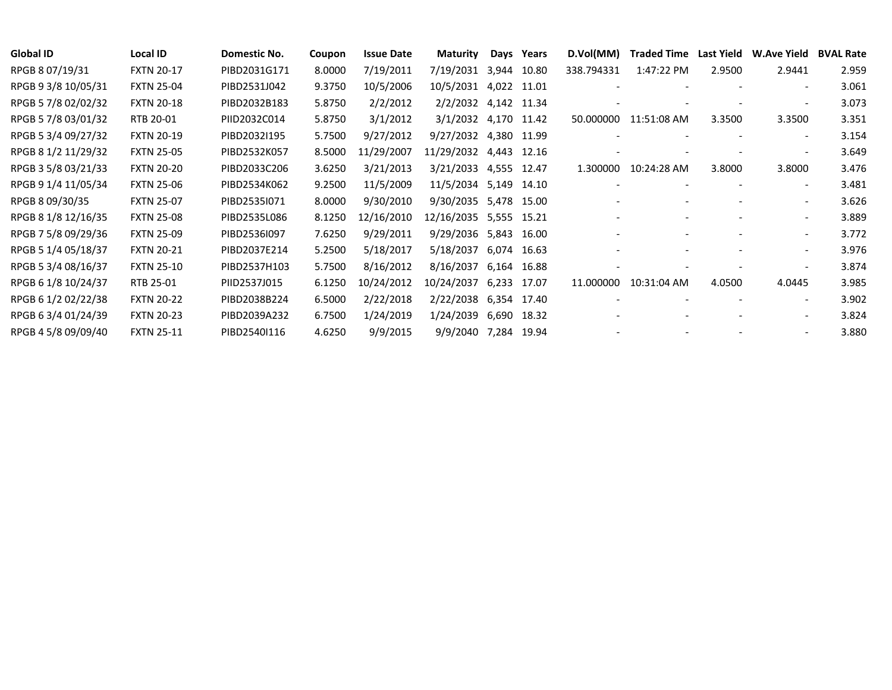| Global ID | Local ID | Domestic No. | Coupon | Issue Date | Maturity | Days | Years | D.Vol(MM) | Traded Time | Last Yield | W.Ave Yield | BVAL Rate |
|---|---|---|---|---|---|---|---|---|---|---|---|---|
| RPGB 8 07/19/31 | FXTN 20-17 | PIBD2031G171 | 8.0000 | 7/19/2011 | 7/19/2031 | 3,944 | 10.80 | 338.794331 | 1:47:22 PM | 2.9500 | 2.9441 | 2.959 |
| RPGB 9 3/8 10/05/31 | FXTN 25-04 | PIBD2531J042 | 9.3750 | 10/5/2006 | 10/5/2031 | 4,022 | 11.01 | - | - | - | - | 3.061 |
| RPGB 5 7/8 02/02/32 | FXTN 20-18 | PIBD2032B183 | 5.8750 | 2/2/2012 | 2/2/2032 | 4,142 | 11.34 | - | - | - | - | 3.073 |
| RPGB 5 7/8 03/01/32 | RTB 20-01 | PIID2032C014 | 5.8750 | 3/1/2012 | 3/1/2032 | 4,170 | 11.42 | 50.000000 | 11:51:08 AM | 3.3500 | 3.3500 | 3.351 |
| RPGB 5 3/4 09/27/32 | FXTN 20-19 | PIBD2032I195 | 5.7500 | 9/27/2012 | 9/27/2032 | 4,380 | 11.99 | - | - | - | - | 3.154 |
| RPGB 8 1/2 11/29/32 | FXTN 25-05 | PIBD2532K057 | 8.5000 | 11/29/2007 | 11/29/2032 | 4,443 | 12.16 | - | - | - | - | 3.649 |
| RPGB 3 5/8 03/21/33 | FXTN 20-20 | PIBD2033C206 | 3.6250 | 3/21/2013 | 3/21/2033 | 4,555 | 12.47 | 1.300000 | 10:24:28 AM | 3.8000 | 3.8000 | 3.476 |
| RPGB 9 1/4 11/05/34 | FXTN 25-06 | PIBD2534K062 | 9.2500 | 11/5/2009 | 11/5/2034 | 5,149 | 14.10 | - | - | - | - | 3.481 |
| RPGB 8 09/30/35 | FXTN 25-07 | PIBD2535I071 | 8.0000 | 9/30/2010 | 9/30/2035 | 5,478 | 15.00 | - | - | - | - | 3.626 |
| RPGB 8 1/8 12/16/35 | FXTN 25-08 | PIBD2535L086 | 8.1250 | 12/16/2010 | 12/16/2035 | 5,555 | 15.21 | - | - | - | - | 3.889 |
| RPGB 7 5/8 09/29/36 | FXTN 25-09 | PIBD2536I097 | 7.6250 | 9/29/2011 | 9/29/2036 | 5,843 | 16.00 | - | - | - | - | 3.772 |
| RPGB 5 1/4 05/18/37 | FXTN 20-21 | PIBD2037E214 | 5.2500 | 5/18/2017 | 5/18/2037 | 6,074 | 16.63 | - | - | - | - | 3.976 |
| RPGB 5 3/4 08/16/37 | FXTN 25-10 | PIBD2537H103 | 5.7500 | 8/16/2012 | 8/16/2037 | 6,164 | 16.88 | - | - | - | - | 3.874 |
| RPGB 6 1/8 10/24/37 | RTB 25-01 | PIID2537J015 | 6.1250 | 10/24/2012 | 10/24/2037 | 6,233 | 17.07 | 11.000000 | 10:31:04 AM | 4.0500 | 4.0445 | 3.985 |
| RPGB 6 1/2 02/22/38 | FXTN 20-22 | PIBD2038B224 | 6.5000 | 2/22/2018 | 2/22/2038 | 6,354 | 17.40 | - | - | - | - | 3.902 |
| RPGB 6 3/4 01/24/39 | FXTN 20-23 | PIBD2039A232 | 6.7500 | 1/24/2019 | 1/24/2039 | 6,690 | 18.32 | - | - | - | - | 3.824 |
| RPGB 4 5/8 09/09/40 | FXTN 25-11 | PIBD2540I116 | 4.6250 | 9/9/2015 | 9/9/2040 | 7,284 | 19.94 | - | - | - | - | 3.880 |